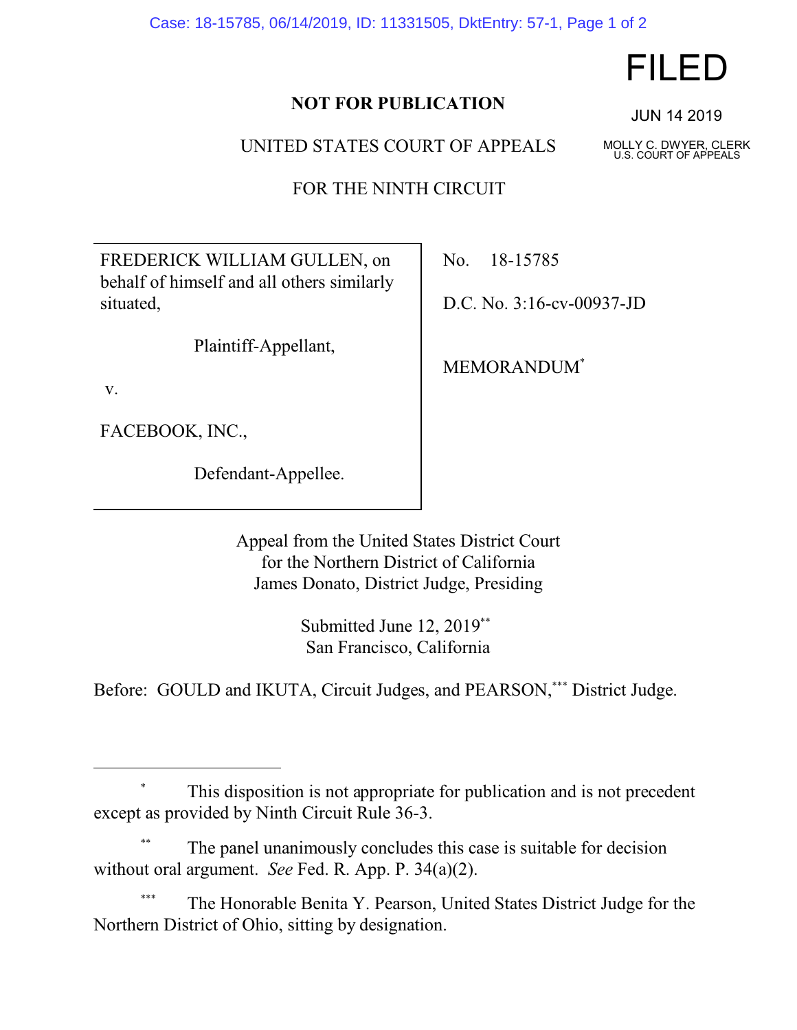FILED

JUN 14 2019

MOLLY C. DWYER, CLERK
U.S. COURT OF APPEALS

**NOT FOR PUBLICATION**

UNITED STATES COURT OF APPEALS

FOR THE NINTH CIRCUIT

FREDERICK WILLIAM GULLEN, on behalf of himself and all others similarly situated,

Plaintiff-Appellant,

v.

FACEBOOK, INC.,

Defendant-Appellee.

No. 18-15785

D.C. No. 3:16-cv-00937-JD

MEMORANDUM*

Appeal from the United States District Court
for the Northern District of California
James Donato, District Judge, Presiding

Submitted June 12, 2019**
San Francisco, California

Before: GOULD and IKUTA, Circuit Judges, and PEARSON,*** District Judge.

---

\* This disposition is not appropriate for publication and is not precedent except as provided by Ninth Circuit Rule 36-3.

\*\* The panel unanimously concludes this case is suitable for decision without oral argument. *See* Fed. R. App. P. 34(a)(2).

\*\*\* The Honorable Benita Y. Pearson, United States District Judge for the Northern District of Ohio, sitting by designation.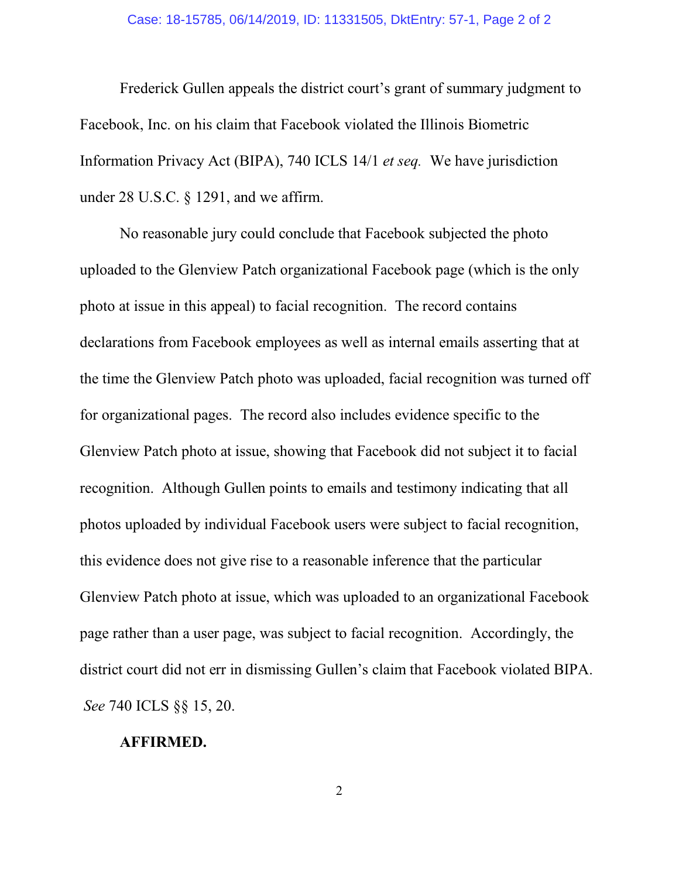Frederick Gullen appeals the district court's grant of summary judgment to Facebook, Inc. on his claim that Facebook violated the Illinois Biometric Information Privacy Act (BIPA), 740 ICLS 14/1 *et seq.* We have jurisdiction under 28 U.S.C. § 1291, and we affirm.

No reasonable jury could conclude that Facebook subjected the photo uploaded to the Glenview Patch organizational Facebook page (which is the only photo at issue in this appeal) to facial recognition. The record contains declarations from Facebook employees as well as internal emails asserting that at the time the Glenview Patch photo was uploaded, facial recognition was turned off for organizational pages. The record also includes evidence specific to the Glenview Patch photo at issue, showing that Facebook did not subject it to facial recognition. Although Gullen points to emails and testimony indicating that all photos uploaded by individual Facebook users were subject to facial recognition, this evidence does not give rise to a reasonable inference that the particular Glenview Patch photo at issue, which was uploaded to an organizational Facebook page rather than a user page, was subject to facial recognition. Accordingly, the district court did not err in dismissing Gullen's claim that Facebook violated BIPA. *See* 740 ICLS §§ 15, 20.

**AFFIRMED.**